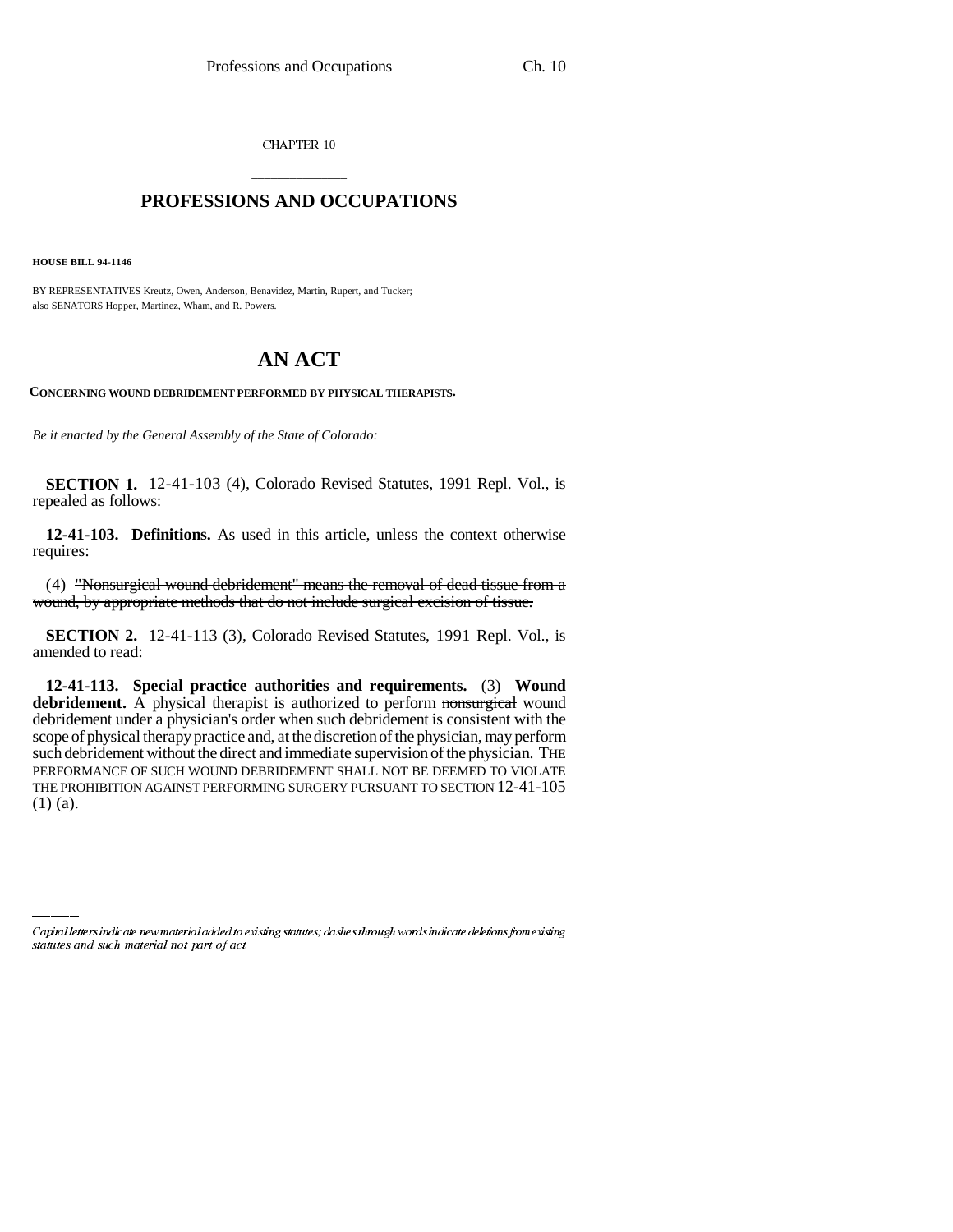CHAPTER 10

# PROFESSIONS AND OCCUPATIONS

**HOUSE BILL 94-1146**

BY REPRESENTATIVES Kreutz, Owen, Anderson, Benavidez, Martin, Rupert, and Tucker;
also SENATORS Hopper, Martinez, Wham, and R. Powers.

# AN ACT

**CONCERNING WOUND DEBRIDEMENT PERFORMED BY PHYSICAL THERAPISTS.**

*Be it enacted by the General Assembly of the State of Colorado:*

**SECTION 1.** 12-41-103 (4), Colorado Revised Statutes, 1991 Repl. Vol., is repealed as follows:

**12-41-103. Definitions.** As used in this article, unless the context otherwise requires:

(4) ~~"Nonsurgical wound debridement" means the removal of dead tissue from a wound, by appropriate methods that do not include surgical excision of tissue.~~

**SECTION 2.** 12-41-113 (3), Colorado Revised Statutes, 1991 Repl. Vol., is amended to read:

**12-41-113. Special practice authorities and requirements.** (3) **Wound debridement.** A physical therapist is authorized to perform ~~nonsurgical~~ wound debridement under a physician's order when such debridement is consistent with the scope of physical therapy practice and, at the discretion of the physician, may perform such debridement without the direct and immediate supervision of the physician. THE PERFORMANCE OF SUCH WOUND DEBRIDEMENT SHALL NOT BE DEEMED TO VIOLATE THE PROHIBITION AGAINST PERFORMING SURGERY PURSUANT TO SECTION 12-41-105 (1) (a).

*Capital letters indicate new material added to existing statutes; dashes through words indicate deletions from existing statutes and such material not part of act.*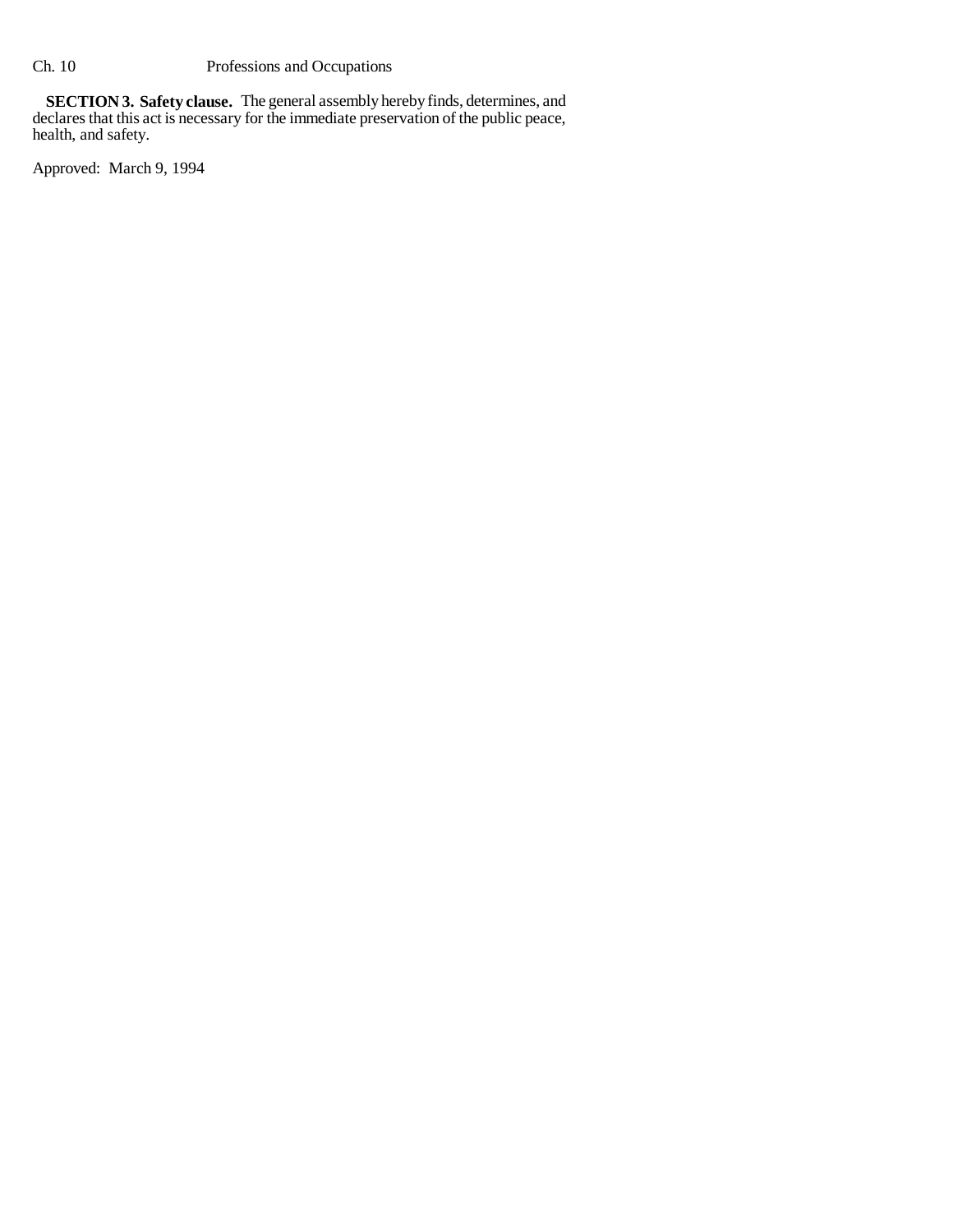**SECTION 3. Safety clause.** The general assembly hereby finds, determines, and declares that this act is necessary for the immediate preservation of the public peace, health, and safety.

Approved: March 9, 1994